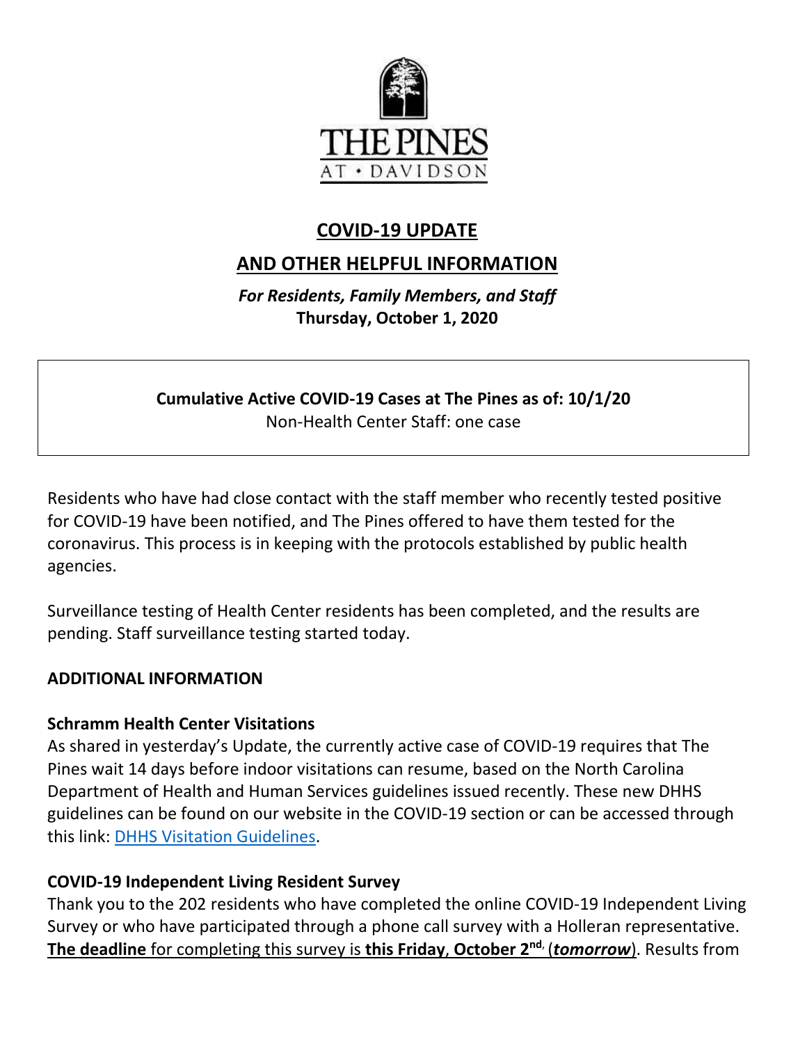THE PINES AT • DAVIDSON

# COVID-19 UPDATE

## AND OTHER HELPFUL INFORMATION

***For Residents, Family Members, and Staff***

**Thursday, October 1, 2020**

**Cumulative Active COVID-19 Cases at The Pines as of: 10/1/20**

Non-Health Center Staff: one case

Residents who have had close contact with the staff member who recently tested positive for COVID-19 have been notified, and The Pines offered to have them tested for the coronavirus. This process is in keeping with the protocols established by public health agencies.

Surveillance testing of Health Center residents has been completed, and the results are pending. Staff surveillance testing started today.

**ADDITIONAL INFORMATION**

**Schramm Health Center Visitations**

As shared in yesterday's Update, the currently active case of COVID-19 requires that The Pines wait 14 days before indoor visitations can resume, based on the North Carolina Department of Health and Human Services guidelines issued recently. These new DHHS guidelines can be found on our website in the COVID-19 section or can be accessed through this link: DHHS Visitation Guidelines.

**COVID-19 Independent Living Resident Survey**

Thank you to the 202 residents who have completed the online COVID-19 Independent Living Survey or who have participated through a phone call survey with a Holleran representative. **The deadline** for completing this survey is **this Friday, October 2nd**, (***tomorrow***). Results from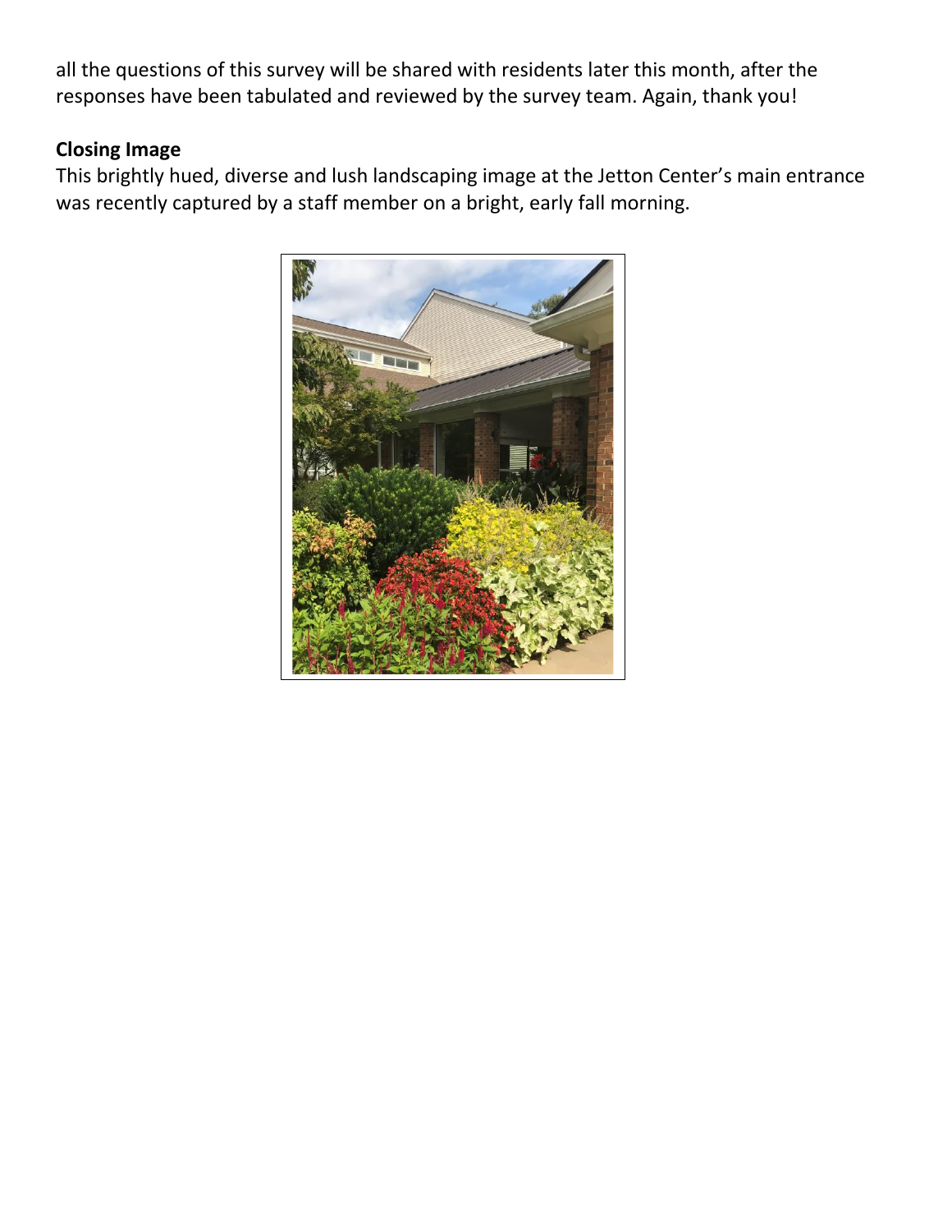all the questions of this survey will be shared with residents later this month, after the responses have been tabulated and reviewed by the survey team. Again, thank you!

**Closing Image**

This brightly hued, diverse and lush landscaping image at the Jetton Center's main entrance was recently captured by a staff member on a bright, early fall morning.